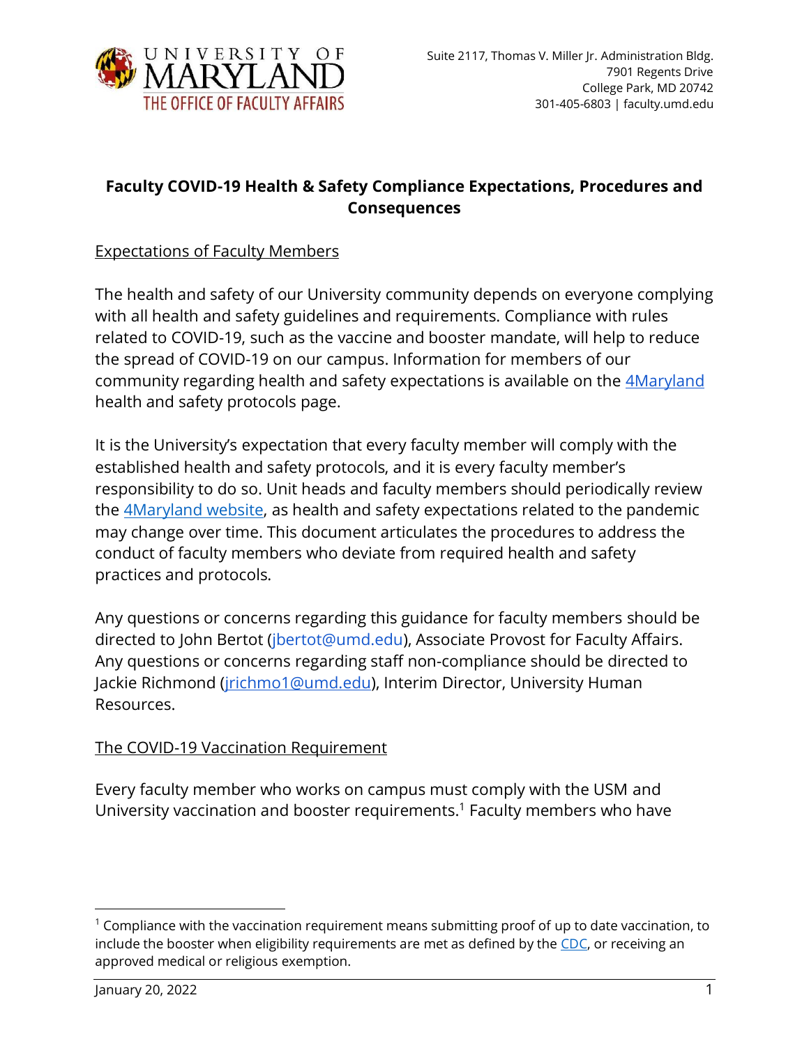UNIVERSITY OF MARYLAND
THE OFFICE OF FACULTY AFFAIRS

Suite 2117, Thomas V. Miller Jr. Administration Bldg.
7901 Regents Drive
College Park, MD 20742
301-405-6803 | faculty.umd.edu

# Faculty COVID-19 Health & Safety Compliance Expectations, Procedures and Consequences

## Expectations of Faculty Members

The health and safety of our University community depends on everyone complying with all health and safety guidelines and requirements. Compliance with rules related to COVID-19, such as the vaccine and booster mandate, will help to reduce the spread of COVID-19 on our campus. Information for members of our community regarding health and safety expectations is available on the [4Maryland](#) health and safety protocols page.

It is the University's expectation that every faculty member will comply with the established health and safety protocols, and it is every faculty member's responsibility to do so. Unit heads and faculty members should periodically review the [4Maryland website](#), as health and safety expectations related to the pandemic may change over time. This document articulates the procedures to address the conduct of faculty members who deviate from required health and safety practices and protocols.

Any questions or concerns regarding this guidance for faculty members should be directed to John Bertot (jbertot@umd.edu), Associate Provost for Faculty Affairs. Any questions or concerns regarding staff non-compliance should be directed to Jackie Richmond (jrichmo1@umd.edu), Interim Director, University Human Resources.

## The COVID-19 Vaccination Requirement

Every faculty member who works on campus must comply with the USM and University vaccination and booster requirements.[1] Faculty members who have

[1] Compliance with the vaccination requirement means submitting proof of up to date vaccination, to include the booster when eligibility requirements are met as defined by the [CDC](#), or receiving an approved medical or religious exemption.

January 20, 2022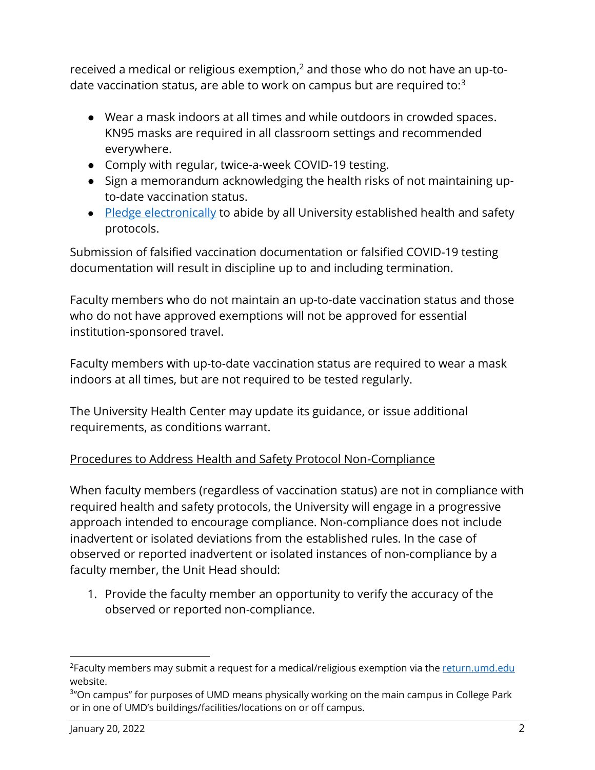received a medical or religious exemption,[2] and those who do not have an up-to-date vaccination status, are able to work on campus but are required to:[3]

- Wear a mask indoors at all times and while outdoors in crowded spaces. KN95 masks are required in all classroom settings and recommended everywhere.
- Comply with regular, twice-a-week COVID-19 testing.
- Sign a memorandum acknowledging the health risks of not maintaining up-to-date vaccination status.
- Pledge electronically to abide by all University established health and safety protocols.

Submission of falsified vaccination documentation or falsified COVID-19 testing documentation will result in discipline up to and including termination.

Faculty members who do not maintain an up-to-date vaccination status and those who do not have approved exemptions will not be approved for essential institution-sponsored travel.

Faculty members with up-to-date vaccination status are required to wear a mask indoors at all times, but are not required to be tested regularly.

The University Health Center may update its guidance, or issue additional requirements, as conditions warrant.

Procedures to Address Health and Safety Protocol Non-Compliance

When faculty members (regardless of vaccination status) are not in compliance with required health and safety protocols, the University will engage in a progressive approach intended to encourage compliance. Non-compliance does not include inadvertent or isolated deviations from the established rules. In the case of observed or reported inadvertent or isolated instances of non-compliance by a faculty member, the Unit Head should:

1. Provide the faculty member an opportunity to verify the accuracy of the observed or reported non-compliance.

---

[2] Faculty members may submit a request for a medical/religious exemption via the return.umd.edu website.

[3] "On campus" for purposes of UMD means physically working on the main campus in College Park or in one of UMD's buildings/facilities/locations on or off campus.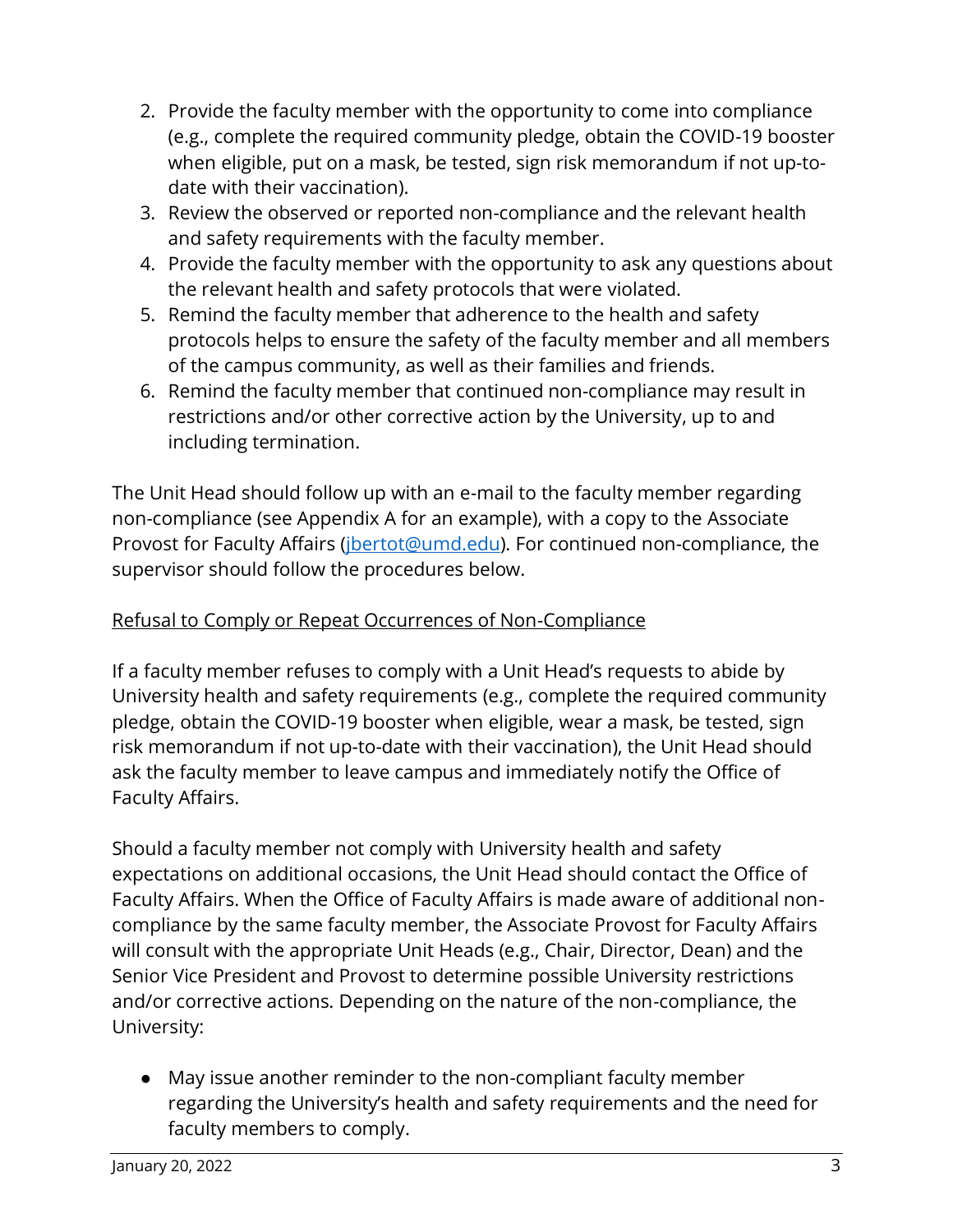2. Provide the faculty member with the opportunity to come into compliance (e.g., complete the required community pledge, obtain the COVID-19 booster when eligible, put on a mask, be tested, sign risk memorandum if not up-to-date with their vaccination).
3. Review the observed or reported non-compliance and the relevant health and safety requirements with the faculty member.
4. Provide the faculty member with the opportunity to ask any questions about the relevant health and safety protocols that were violated.
5. Remind the faculty member that adherence to the health and safety protocols helps to ensure the safety of the faculty member and all members of the campus community, as well as their families and friends.
6. Remind the faculty member that continued non-compliance may result in restrictions and/or other corrective action by the University, up to and including termination.

The Unit Head should follow up with an e-mail to the faculty member regarding non-compliance (see Appendix A for an example), with a copy to the Associate Provost for Faculty Affairs (jbertot@umd.edu). For continued non-compliance, the supervisor should follow the procedures below.

<u>Refusal to Comply or Repeat Occurrences of Non-Compliance</u>

If a faculty member refuses to comply with a Unit Head's requests to abide by University health and safety requirements (e.g., complete the required community pledge, obtain the COVID-19 booster when eligible, wear a mask, be tested, sign risk memorandum if not up-to-date with their vaccination), the Unit Head should ask the faculty member to leave campus and immediately notify the Office of Faculty Affairs.

Should a faculty member not comply with University health and safety expectations on additional occasions, the Unit Head should contact the Office of Faculty Affairs. When the Office of Faculty Affairs is made aware of additional non-compliance by the same faculty member, the Associate Provost for Faculty Affairs will consult with the appropriate Unit Heads (e.g., Chair, Director, Dean) and the Senior Vice President and Provost to determine possible University restrictions and/or corrective actions. Depending on the nature of the non-compliance, the University:

- May issue another reminder to the non-compliant faculty member regarding the University's health and safety requirements and the need for faculty members to comply.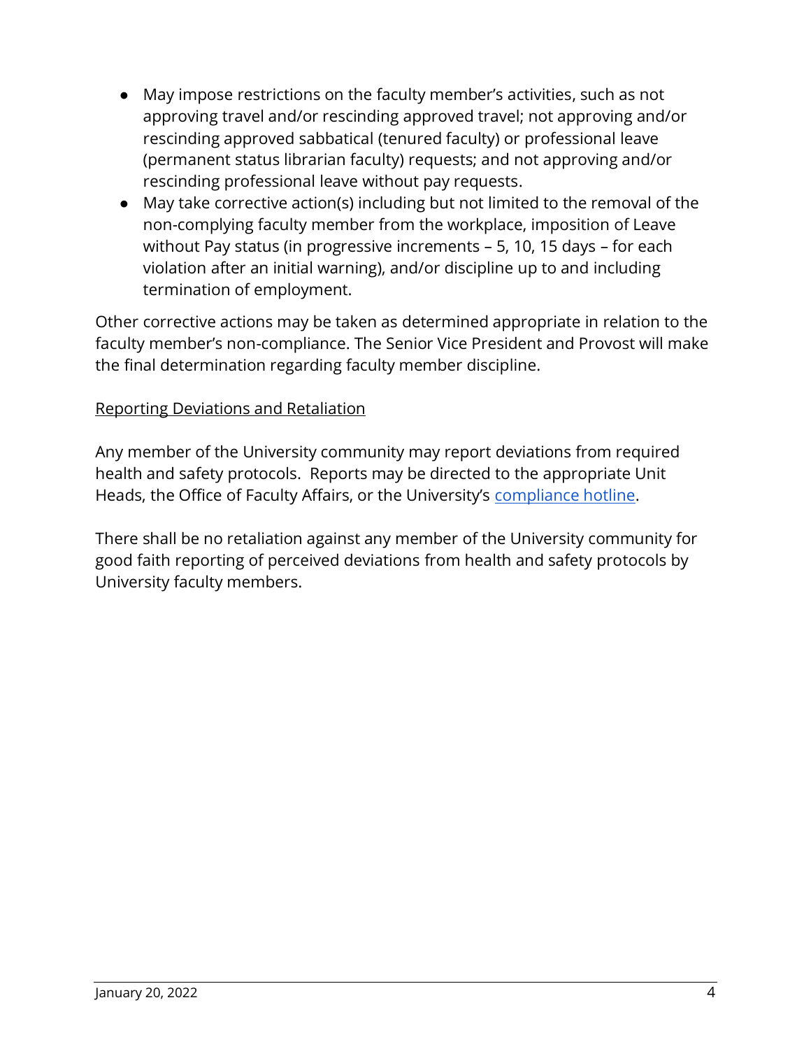- May impose restrictions on the faculty member's activities, such as not approving travel and/or rescinding approved travel; not approving and/or rescinding approved sabbatical (tenured faculty) or professional leave (permanent status librarian faculty) requests; and not approving and/or rescinding professional leave without pay requests.
- May take corrective action(s) including but not limited to the removal of the non-complying faculty member from the workplace, imposition of Leave without Pay status (in progressive increments – 5, 10, 15 days – for each violation after an initial warning), and/or discipline up to and including termination of employment.

Other corrective actions may be taken as determined appropriate in relation to the faculty member's non-compliance. The Senior Vice President and Provost will make the final determination regarding faculty member discipline.

<u>Reporting Deviations and Retaliation</u>

Any member of the University community may report deviations from required health and safety protocols. Reports may be directed to the appropriate Unit Heads, the Office of Faculty Affairs, or the University's compliance hotline.

There shall be no retaliation against any member of the University community for good faith reporting of perceived deviations from health and safety protocols by University faculty members.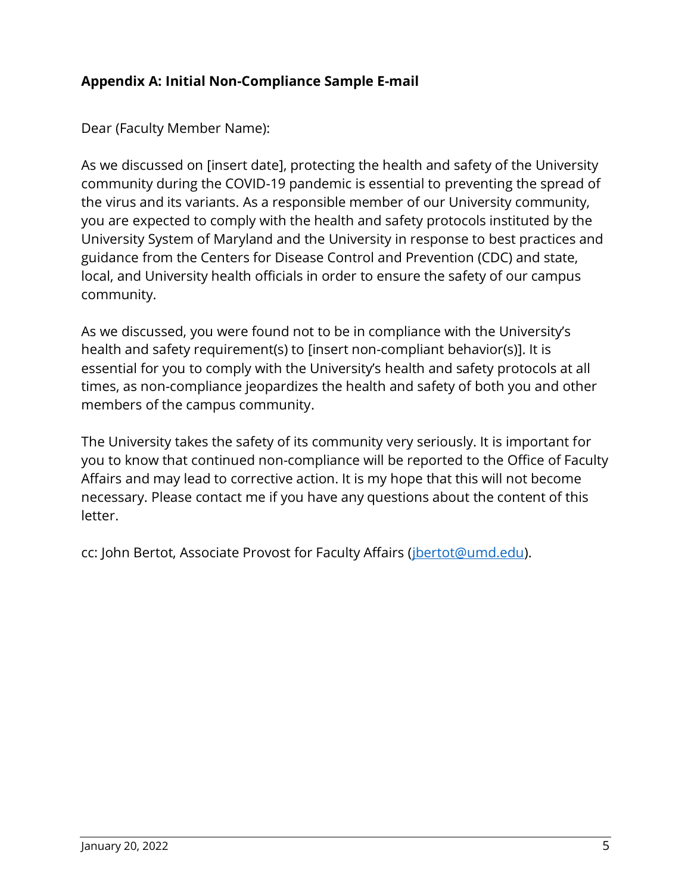**Appendix A: Initial Non-Compliance Sample E-mail**

Dear (Faculty Member Name):

As we discussed on [insert date], protecting the health and safety of the University community during the COVID-19 pandemic is essential to preventing the spread of the virus and its variants. As a responsible member of our University community, you are expected to comply with the health and safety protocols instituted by the University System of Maryland and the University in response to best practices and guidance from the Centers for Disease Control and Prevention (CDC) and state, local, and University health officials in order to ensure the safety of our campus community.

As we discussed, you were found not to be in compliance with the University's health and safety requirement(s) to [insert non-compliant behavior(s)]. It is essential for you to comply with the University's health and safety protocols at all times, as non-compliance jeopardizes the health and safety of both you and other members of the campus community.

The University takes the safety of its community very seriously. It is important for you to know that continued non-compliance will be reported to the Office of Faculty Affairs and may lead to corrective action. It is my hope that this will not become necessary. Please contact me if you have any questions about the content of this letter.

cc: John Bertot, Associate Provost for Faculty Affairs (jbertot@umd.edu).